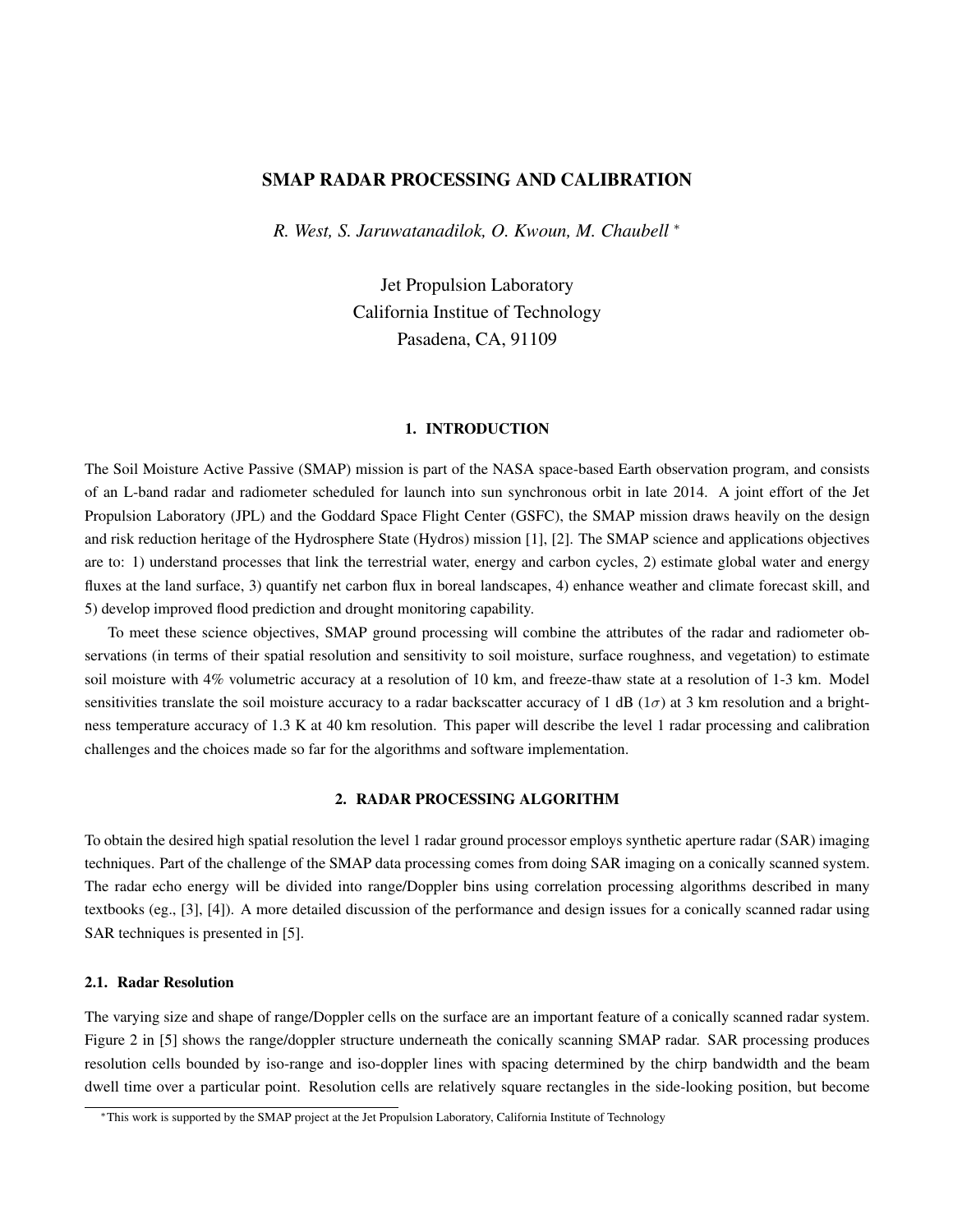# SMAP RADAR PROCESSING AND CALIBRATION

*R. West, S. Jaruwatanadilok, O. Kwoun, M. Chaubell* [*]

Jet Propulsion Laboratory
California Institue of Technology
Pasadena, CA, 91109

## 1. INTRODUCTION

The Soil Moisture Active Passive (SMAP) mission is part of the NASA space-based Earth observation program, and consists of an L-band radar and radiometer scheduled for launch into sun synchronous orbit in late 2014. A joint effort of the Jet Propulsion Laboratory (JPL) and the Goddard Space Flight Center (GSFC), the SMAP mission draws heavily on the design and risk reduction heritage of the Hydrosphere State (Hydros) mission [1], [2]. The SMAP science and applications objectives are to: 1) understand processes that link the terrestrial water, energy and carbon cycles, 2) estimate global water and energy fluxes at the land surface, 3) quantify net carbon flux in boreal landscapes, 4) enhance weather and climate forecast skill, and 5) develop improved flood prediction and drought monitoring capability.

To meet these science objectives, SMAP ground processing will combine the attributes of the radar and radiometer observations (in terms of their spatial resolution and sensitivity to soil moisture, surface roughness, and vegetation) to estimate soil moisture with 4% volumetric accuracy at a resolution of 10 km, and freeze-thaw state at a resolution of 1-3 km. Model sensitivities translate the soil moisture accuracy to a radar backscatter accuracy of 1 dB ($1\sigma$) at 3 km resolution and a brightness temperature accuracy of 1.3 K at 40 km resolution. This paper will describe the level 1 radar processing and calibration challenges and the choices made so far for the algorithms and software implementation.

## 2. RADAR PROCESSING ALGORITHM

To obtain the desired high spatial resolution the level 1 radar ground processor employs synthetic aperture radar (SAR) imaging techniques. Part of the challenge of the SMAP data processing comes from doing SAR imaging on a conically scanned system. The radar echo energy will be divided into range/Doppler bins using correlation processing algorithms described in many textbooks (eg., [3], [4]). A more detailed discussion of the performance and design issues for a conically scanned radar using SAR techniques is presented in [5].

### 2.1. Radar Resolution

The varying size and shape of range/Doppler cells on the surface are an important feature of a conically scanned radar system. Figure 2 in [5] shows the range/doppler structure underneath the conically scanning SMAP radar. SAR processing produces resolution cells bounded by iso-range and iso-doppler lines with spacing determined by the chirp bandwidth and the beam dwell time over a particular point. Resolution cells are relatively square rectangles in the side-looking position, but become

[*] This work is supported by the SMAP project at the Jet Propulsion Laboratory, California Institute of Technology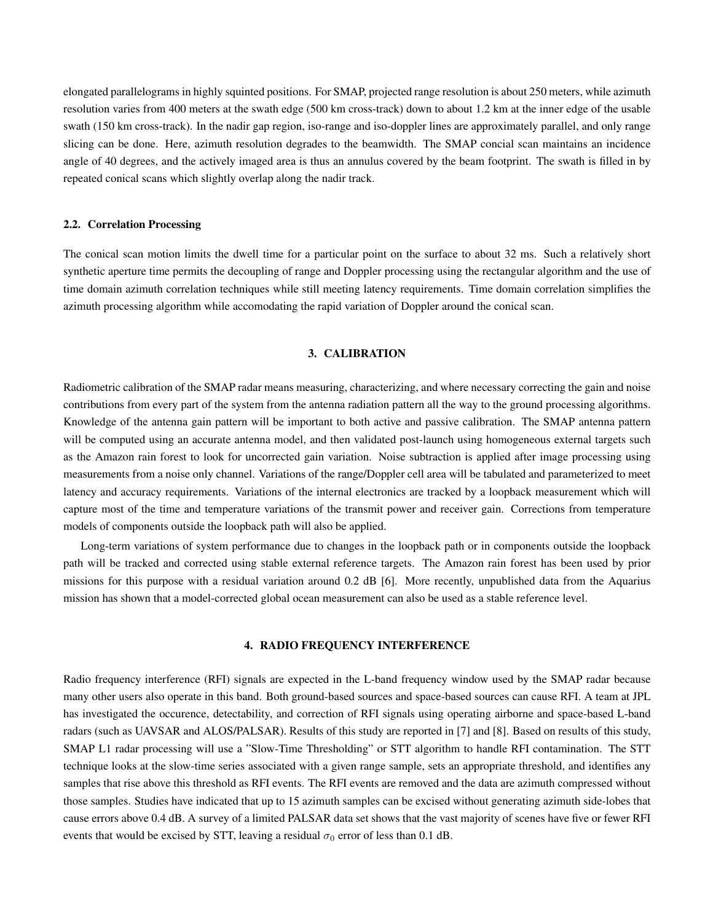elongated parallelograms in highly squinted positions. For SMAP, projected range resolution is about 250 meters, while azimuth resolution varies from 400 meters at the swath edge (500 km cross-track) down to about 1.2 km at the inner edge of the usable swath (150 km cross-track). In the nadir gap region, iso-range and iso-doppler lines are approximately parallel, and only range slicing can be done. Here, azimuth resolution degrades to the beamwidth. The SMAP concial scan maintains an incidence angle of 40 degrees, and the actively imaged area is thus an annulus covered by the beam footprint. The swath is filled in by repeated conical scans which slightly overlap along the nadir track.

### 2.2. Correlation Processing

The conical scan motion limits the dwell time for a particular point on the surface to about 32 ms. Such a relatively short synthetic aperture time permits the decoupling of range and Doppler processing using the rectangular algorithm and the use of time domain azimuth correlation techniques while still meeting latency requirements. Time domain correlation simplifies the azimuth processing algorithm while accomodating the rapid variation of Doppler around the conical scan.

## 3. CALIBRATION

Radiometric calibration of the SMAP radar means measuring, characterizing, and where necessary correcting the gain and noise contributions from every part of the system from the antenna radiation pattern all the way to the ground processing algorithms. Knowledge of the antenna gain pattern will be important to both active and passive calibration. The SMAP antenna pattern will be computed using an accurate antenna model, and then validated post-launch using homogeneous external targets such as the Amazon rain forest to look for uncorrected gain variation. Noise subtraction is applied after image processing using measurements from a noise only channel. Variations of the range/Doppler cell area will be tabulated and parameterized to meet latency and accuracy requirements. Variations of the internal electronics are tracked by a loopback measurement which will capture most of the time and temperature variations of the transmit power and receiver gain. Corrections from temperature models of components outside the loopback path will also be applied.

Long-term variations of system performance due to changes in the loopback path or in components outside the loopback path will be tracked and corrected using stable external reference targets. The Amazon rain forest has been used by prior missions for this purpose with a residual variation around 0.2 dB [6]. More recently, unpublished data from the Aquarius mission has shown that a model-corrected global ocean measurement can also be used as a stable reference level.

## 4. RADIO FREQUENCY INTERFERENCE

Radio frequency interference (RFI) signals are expected in the L-band frequency window used by the SMAP radar because many other users also operate in this band. Both ground-based sources and space-based sources can cause RFI. A team at JPL has investigated the occurence, detectability, and correction of RFI signals using operating airborne and space-based L-band radars (such as UAVSAR and ALOS/PALSAR). Results of this study are reported in [7] and [8]. Based on results of this study, SMAP L1 radar processing will use a "Slow-Time Thresholding" or STT algorithm to handle RFI contamination. The STT technique looks at the slow-time series associated with a given range sample, sets an appropriate threshold, and identifies any samples that rise above this threshold as RFI events. The RFI events are removed and the data are azimuth compressed without those samples. Studies have indicated that up to 15 azimuth samples can be excised without generating azimuth side-lobes that cause errors above 0.4 dB. A survey of a limited PALSAR data set shows that the vast majority of scenes have five or fewer RFI events that would be excised by STT, leaving a residual $\sigma_0$ error of less than 0.1 dB.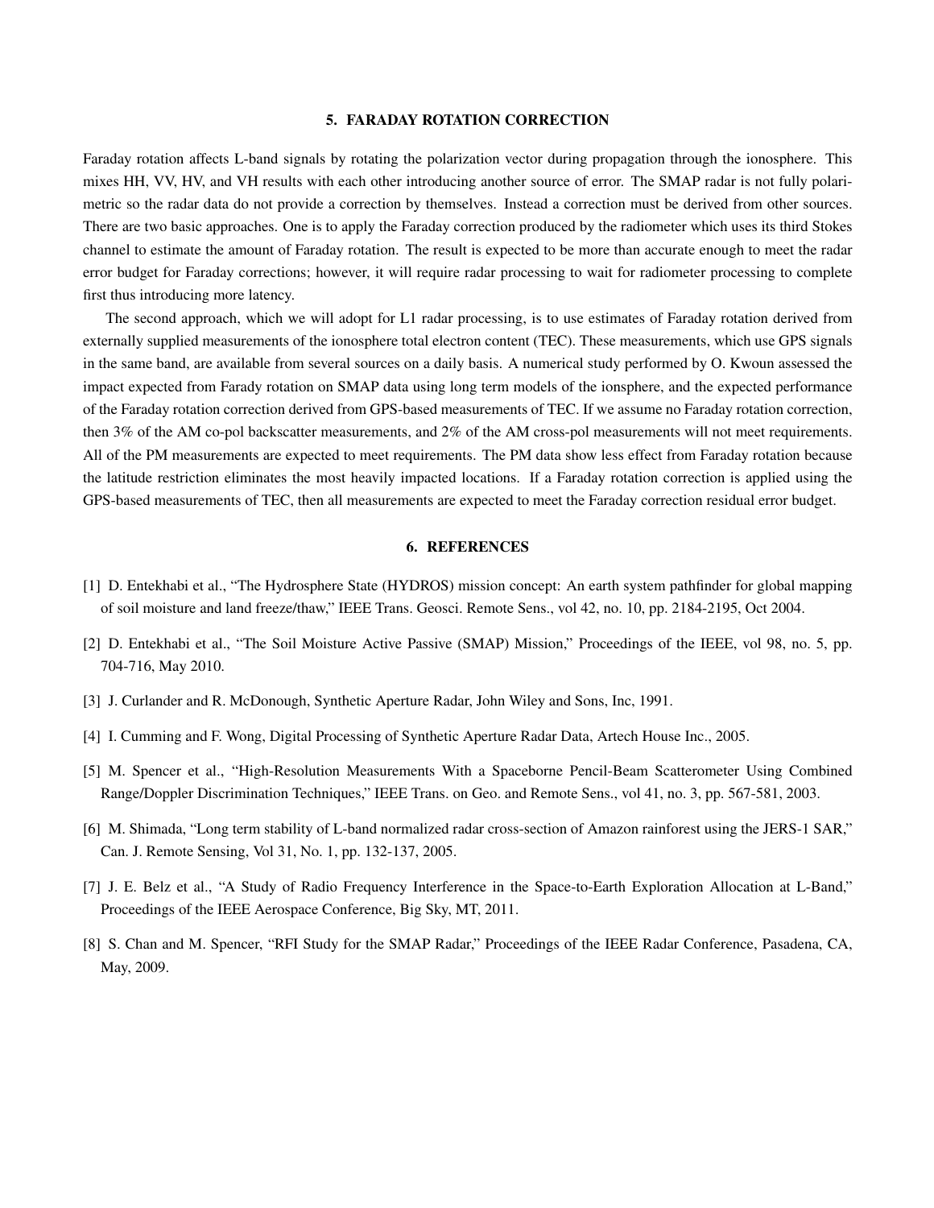## 5. FARADAY ROTATION CORRECTION

Faraday rotation affects L-band signals by rotating the polarization vector during propagation through the ionosphere. This mixes HH, VV, HV, and VH results with each other introducing another source of error. The SMAP radar is not fully polarimetric so the radar data do not provide a correction by themselves. Instead a correction must be derived from other sources. There are two basic approaches. One is to apply the Faraday correction produced by the radiometer which uses its third Stokes channel to estimate the amount of Faraday rotation. The result is expected to be more than accurate enough to meet the radar error budget for Faraday corrections; however, it will require radar processing to wait for radiometer processing to complete first thus introducing more latency.

The second approach, which we will adopt for L1 radar processing, is to use estimates of Faraday rotation derived from externally supplied measurements of the ionosphere total electron content (TEC). These measurements, which use GPS signals in the same band, are available from several sources on a daily basis. A numerical study performed by O. Kwoun assessed the impact expected from Farady rotation on SMAP data using long term models of the ionsphere, and the expected performance of the Faraday rotation correction derived from GPS-based measurements of TEC. If we assume no Faraday rotation correction, then 3% of the AM co-pol backscatter measurements, and 2% of the AM cross-pol measurements will not meet requirements. All of the PM measurements are expected to meet requirements. The PM data show less effect from Faraday rotation because the latitude restriction eliminates the most heavily impacted locations. If a Faraday rotation correction is applied using the GPS-based measurements of TEC, then all measurements are expected to meet the Faraday correction residual error budget.

## 6. REFERENCES

[1] D. Entekhabi et al., "The Hydrosphere State (HYDROS) mission concept: An earth system pathfinder for global mapping of soil moisture and land freeze/thaw," IEEE Trans. Geosci. Remote Sens., vol 42, no. 10, pp. 2184-2195, Oct 2004.

[2] D. Entekhabi et al., "The Soil Moisture Active Passive (SMAP) Mission," Proceedings of the IEEE, vol 98, no. 5, pp. 704-716, May 2010.

[3] J. Curlander and R. McDonough, Synthetic Aperture Radar, John Wiley and Sons, Inc, 1991.

[4] I. Cumming and F. Wong, Digital Processing of Synthetic Aperture Radar Data, Artech House Inc., 2005.

[5] M. Spencer et al., "High-Resolution Measurements With a Spaceborne Pencil-Beam Scatterometer Using Combined Range/Doppler Discrimination Techniques," IEEE Trans. on Geo. and Remote Sens., vol 41, no. 3, pp. 567-581, 2003.

[6] M. Shimada, "Long term stability of L-band normalized radar cross-section of Amazon rainforest using the JERS-1 SAR," Can. J. Remote Sensing, Vol 31, No. 1, pp. 132-137, 2005.

[7] J. E. Belz et al., "A Study of Radio Frequency Interference in the Space-to-Earth Exploration Allocation at L-Band," Proceedings of the IEEE Aerospace Conference, Big Sky, MT, 2011.

[8] S. Chan and M. Spencer, "RFI Study for the SMAP Radar," Proceedings of the IEEE Radar Conference, Pasadena, CA, May, 2009.